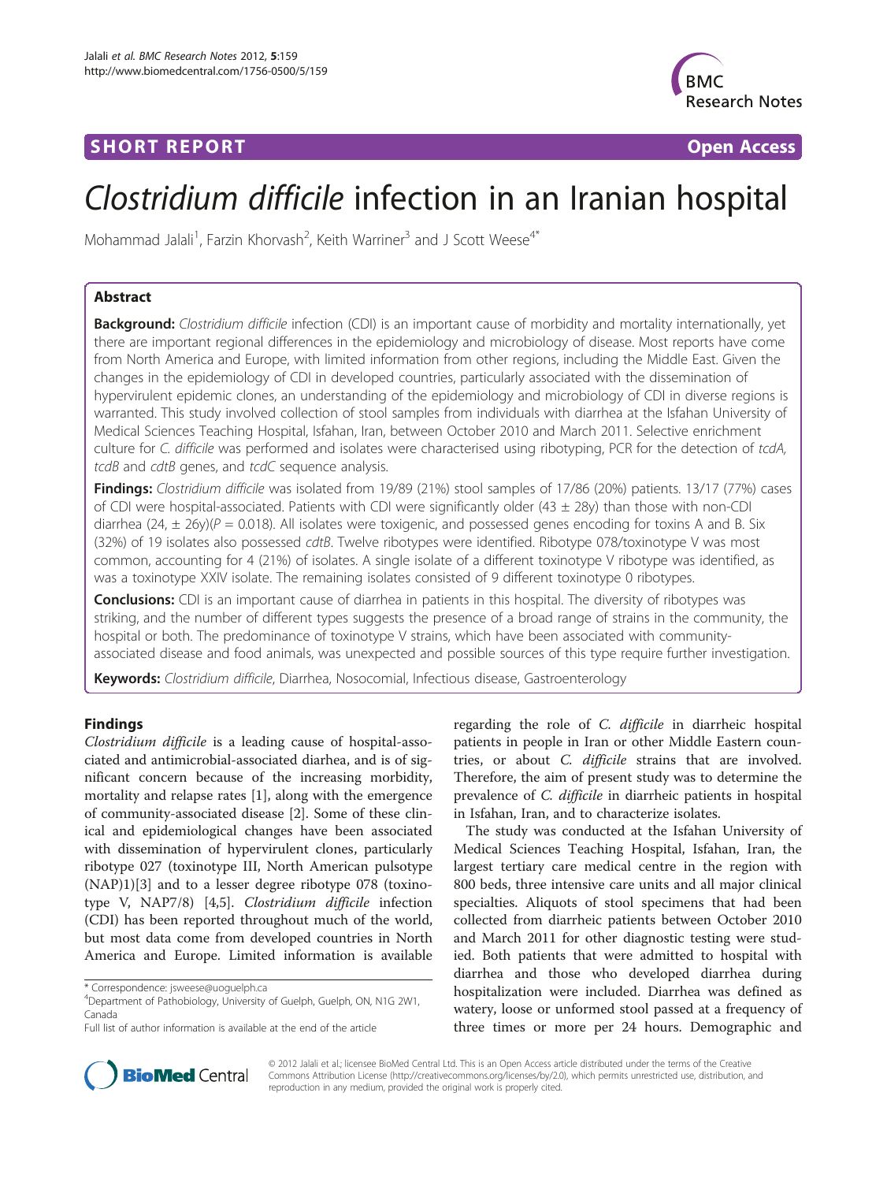**SHORT REPORT** **Open Access**

# *Clostridium difficile* infection in an Iranian hospital

Mohammad Jalali[1], Farzin Khorvash[2], Keith Warriner[3] and J Scott Weese[4*]

## Abstract

**Background:** *Clostridium difficile* infection (CDI) is an important cause of morbidity and mortality internationally, yet there are important regional differences in the epidemiology and microbiology of disease. Most reports have come from North America and Europe, with limited information from other regions, including the Middle East. Given the changes in the epidemiology of CDI in developed countries, particularly associated with the dissemination of hypervirulent epidemic clones, an understanding of the epidemiology and microbiology of CDI in diverse regions is warranted. This study involved collection of stool samples from individuals with diarrhea at the Isfahan University of Medical Sciences Teaching Hospital, Isfahan, Iran, between October 2010 and March 2011. Selective enrichment culture for *C. difficile* was performed and isolates were characterised using ribotyping, PCR for the detection of *tcdA*, *tcdB* and *cdtB* genes, and *tcdC* sequence analysis.

**Findings:** *Clostridium difficile* was isolated from 19/89 (21%) stool samples of 17/86 (20%) patients. 13/17 (77%) cases of CDI were hospital-associated. Patients with CDI were significantly older (43 ± 28y) than those with non-CDI diarrhea (24, ± 26y)($P = 0.018$). All isolates were toxigenic, and possessed genes encoding for toxins A and B. Six (32%) of 19 isolates also possessed *cdtB*. Twelve ribotypes were identified. Ribotype 078/toxinotype V was most common, accounting for 4 (21%) of isolates. A single isolate of a different toxinotype V ribotype was identified, as was a toxinotype XXIV isolate. The remaining isolates consisted of 9 different toxinotype 0 ribotypes.

**Conclusions:** CDI is an important cause of diarrhea in patients in this hospital. The diversity of ribotypes was striking, and the number of different types suggests the presence of a broad range of strains in the community, the hospital or both. The predominance of toxinotype V strains, which have been associated with community-associated disease and food animals, was unexpected and possible sources of this type require further investigation.

**Keywords:** *Clostridium difficile*, Diarrhea, Nosocomial, Infectious disease, Gastroenterology

## Findings

*Clostridium difficile* is a leading cause of hospital-associated and antimicrobial-associated diarhea, and is of significant concern because of the increasing morbidity, mortality and relapse rates [1], along with the emergence of community-associated disease [2]. Some of these clinical and epidemiological changes have been associated with dissemination of hypervirulent clones, particularly ribotype 027 (toxinotype III, North American pulsotype (NAP)1)[3] and to a lesser degree ribotype 078 (toxinotype V, NAP7/8) [4,5]. *Clostridium difficile* infection (CDI) has been reported throughout much of the world, but most data come from developed countries in North America and Europe. Limited information is available regarding the role of *C. difficile* in diarrheic hospital patients in people in Iran or other Middle Eastern countries, or about *C. difficile* strains that are involved. Therefore, the aim of present study was to determine the prevalence of *C. difficile* in diarrheic patients in hospital in Isfahan, Iran, and to characterize isolates.

The study was conducted at the Isfahan University of Medical Sciences Teaching Hospital, Isfahan, Iran, the largest tertiary care medical centre in the region with 800 beds, three intensive care units and all major clinical specialties. Aliquots of stool specimens that had been collected from diarrheic patients between October 2010 and March 2011 for other diagnostic testing were studied. Both patients that were admitted to hospital with diarrhea and those who developed diarrhea during hospitalization were included. Diarrhea was defined as watery, loose or unformed stool passed at a frequency of three times or more per 24 hours. Demographic and

\* Correspondence: jsweese@uoguelph.ca
[4]Department of Pathobiology, University of Guelph, Guelph, ON, N1G 2W1, Canada
Full list of author information is available at the end of the article

© 2012 Jalali et al.; licensee BioMed Central Ltd. This is an Open Access article distributed under the terms of the Creative Commons Attribution License (http://creativecommons.org/licenses/by/2.0), which permits unrestricted use, distribution, and reproduction in any medium, provided the original work is properly cited.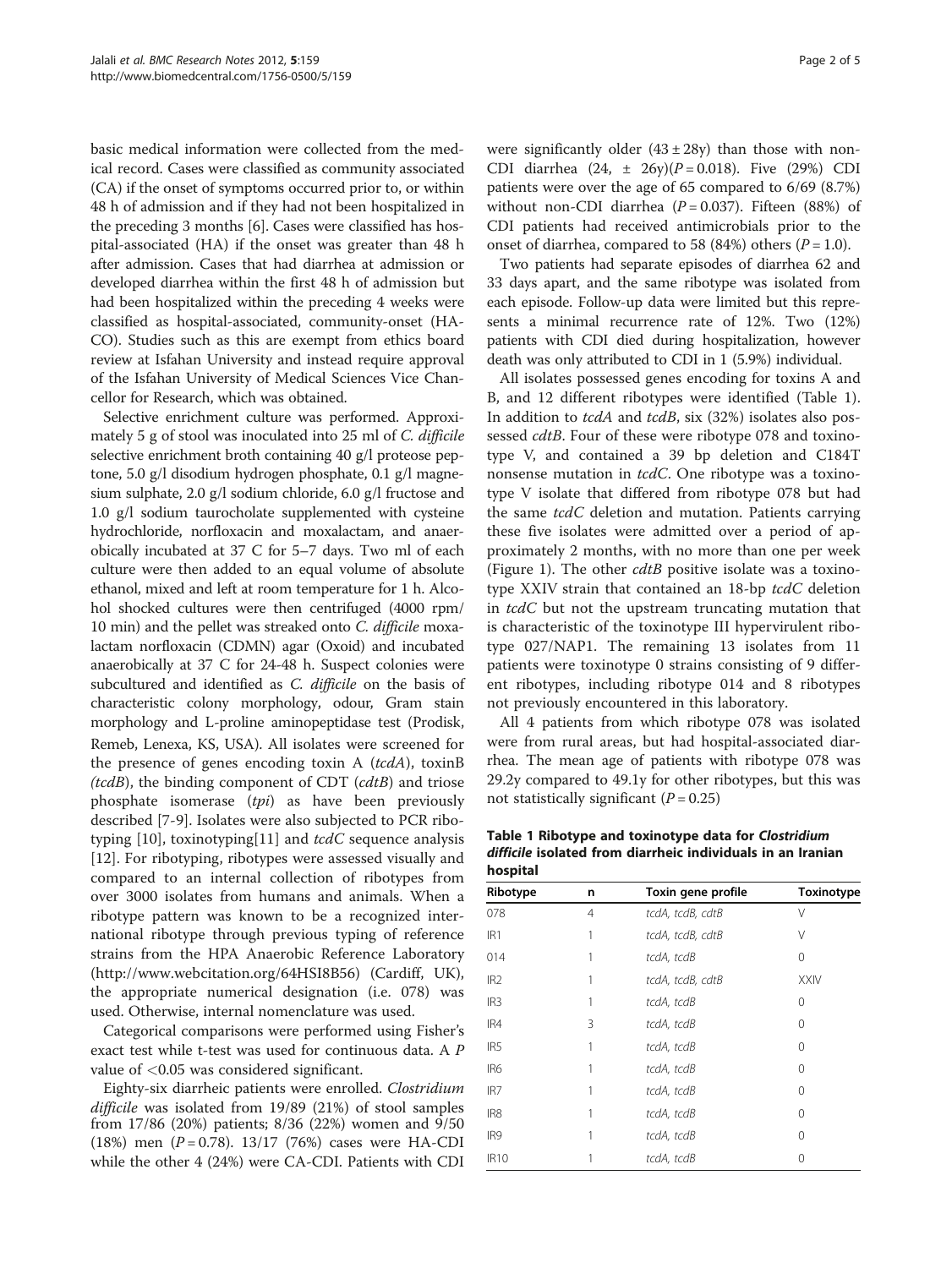basic medical information were collected from the medical record. Cases were classified as community associated (CA) if the onset of symptoms occurred prior to, or within 48 h of admission and if they had not been hospitalized in the preceding 3 months [6]. Cases were classified has hospital-associated (HA) if the onset was greater than 48 h after admission. Cases that had diarrhea at admission or developed diarrhea within the first 48 h of admission but had been hospitalized within the preceding 4 weeks were classified as hospital-associated, community-onset (HA-CO). Studies such as this are exempt from ethics board review at Isfahan University and instead require approval of the Isfahan University of Medical Sciences Vice Chancellor for Research, which was obtained.

Selective enrichment culture was performed. Approximately 5 g of stool was inoculated into 25 ml of *C. difficile* selective enrichment broth containing 40 g/l proteose peptone, 5.0 g/l disodium hydrogen phosphate, 0.1 g/l magnesium sulphate, 2.0 g/l sodium chloride, 6.0 g/l fructose and 1.0 g/l sodium taurocholate supplemented with cysteine hydrochloride, norfloxacin and moxalactam, and anaerobically incubated at 37 C for 5–7 days. Two ml of each culture were then added to an equal volume of absolute ethanol, mixed and left at room temperature for 1 h. Alcohol shocked cultures were then centrifuged (4000 rpm/ 10 min) and the pellet was streaked onto *C. difficile* moxalactam norfloxacin (CDMN) agar (Oxoid) and incubated anaerobically at 37 C for 24-48 h. Suspect colonies were subcultured and identified as *C. difficile* on the basis of characteristic colony morphology, odour, Gram stain morphology and L-proline aminopeptidase test (Prodisk, Remeb, Lenexa, KS, USA). All isolates were screened for the presence of genes encoding toxin A (*tcdA*), toxinB (*tcdB*), the binding component of CDT (*cdtB*) and triose phosphate isomerase (*tpi*) as have been previously described [7-9]. Isolates were also subjected to PCR ribotyping [10], toxinotyping[11] and *tcdC* sequence analysis [12]. For ribotyping, ribotypes were assessed visually and compared to an internal collection of ribotypes from over 3000 isolates from humans and animals. When a ribotype pattern was known to be a recognized international ribotype through previous typing of reference strains from the HPA Anaerobic Reference Laboratory (http://www.webcitation.org/64HSI8B56) (Cardiff, UK), the appropriate numerical designation (i.e. 078) was used. Otherwise, internal nomenclature was used.

Categorical comparisons were performed using Fisher's exact test while t-test was used for continuous data. A $P$ value of $<0.05$ was considered significant.

Eighty-six diarrheic patients were enrolled. *Clostridium difficile* was isolated from 19/89 (21%) of stool samples from 17/86 (20%) patients; 8/36 (22%) women and 9/50 (18%) men ($P = 0.78$). 13/17 (76%) cases were HA-CDI while the other 4 (24%) were CA-CDI. Patients with CDI were significantly older (43 ± 28y) than those with non-CDI diarrhea (24, ± 26y)($P = 0.018$). Five (29%) CDI patients were over the age of 65 compared to 6/69 (8.7%) without non-CDI diarrhea ($P = 0.037$). Fifteen (88%) of CDI patients had received antimicrobials prior to the onset of diarrhea, compared to 58 (84%) others ($P = 1.0$).

Two patients had separate episodes of diarrhea 62 and 33 days apart, and the same ribotype was isolated from each episode. Follow-up data were limited but this represents a minimal recurrence rate of 12%. Two (12%) patients with CDI died during hospitalization, however death was only attributed to CDI in 1 (5.9%) individual.

All isolates possessed genes encoding for toxins A and B, and 12 different ribotypes were identified (Table 1). In addition to *tcdA* and *tcdB*, six (32%) isolates also possessed *cdtB*. Four of these were ribotype 078 and toxinotype V, and contained a 39 bp deletion and C184T nonsense mutation in *tcdC*. One ribotype was a toxinotype V isolate that differed from ribotype 078 but had the same *tcdC* deletion and mutation. Patients carrying these five isolates were admitted over a period of approximately 2 months, with no more than one per week (Figure 1). The other *cdtB* positive isolate was a toxinotype XXIV strain that contained an 18-bp *tcdC* deletion in *tcdC* but not the upstream truncating mutation that is characteristic of the toxinotype III hypervirulent ribotype 027/NAP1. The remaining 13 isolates from 11 patients were toxinotype 0 strains consisting of 9 different ribotypes, including ribotype 014 and 8 ribotypes not previously encountered in this laboratory.

All 4 patients from which ribotype 078 was isolated were from rural areas, but had hospital-associated diarrhea. The mean age of patients with ribotype 078 was 29.2y compared to 49.1y for other ribotypes, but this was not statistically significant ($P = 0.25$)

**Table 1 Ribotype and toxinotype data for *Clostridium difficile* isolated from diarrheic individuals in an Iranian hospital**

| Ribotype | n | Toxin gene profile | Toxinotype |
|---|---|---|---|
| 078 | 4 | *tcdA, tcdB, cdtB* | V |
| IR1 | 1 | *tcdA, tcdB, cdtB* | V |
| 014 | 1 | *tcdA, tcdB* | 0 |
| IR2 | 1 | *tcdA, tcdB, cdtB* | XXIV |
| IR3 | 1 | *tcdA, tcdB* | 0 |
| IR4 | 3 | *tcdA, tcdB* | 0 |
| IR5 | 1 | *tcdA, tcdB* | 0 |
| IR6 | 1 | *tcdA, tcdB* | 0 |
| IR7 | 1 | *tcdA, tcdB* | 0 |
| IR8 | 1 | *tcdA, tcdB* | 0 |
| IR9 | 1 | *tcdA, tcdB* | 0 |
| IR10 | 1 | *tcdA, tcdB* | 0 |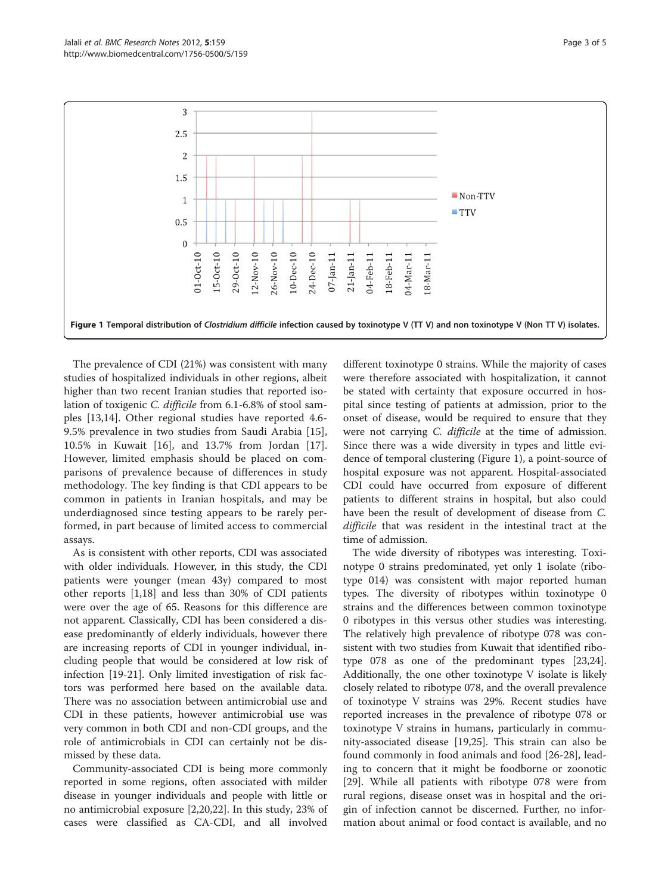Figure 1 Temporal distribution of *Clostridium difficile* infection caused by toxinotype V (TT V) and non toxinotype V (Non TT V) isolates.

The prevalence of CDI (21%) was consistent with many studies of hospitalized individuals in other regions, albeit higher than two recent Iranian studies that reported isolation of toxigenic *C. difficile* from 6.1-6.8% of stool samples [13,14]. Other regional studies have reported 4.6-9.5% prevalence in two studies from Saudi Arabia [15], 10.5% in Kuwait [16], and 13.7% from Jordan [17]. However, limited emphasis should be placed on comparisons of prevalence because of differences in study methodology. The key finding is that CDI appears to be common in patients in Iranian hospitals, and may be underdiagnosed since testing appears to be rarely performed, in part because of limited access to commercial assays.

As is consistent with other reports, CDI was associated with older individuals. However, in this study, the CDI patients were younger (mean 43y) compared to most other reports [1,18] and less than 30% of CDI patients were over the age of 65. Reasons for this difference are not apparent. Classically, CDI has been considered a disease predominantly of elderly individuals, however there are increasing reports of CDI in younger individual, including people that would be considered at low risk of infection [19-21]. Only limited investigation of risk factors was performed here based on the available data. There was no association between antimicrobial use and CDI in these patients, however antimicrobial use was very common in both CDI and non-CDI groups, and the role of antimicrobials in CDI can certainly not be dismissed by these data.

Community-associated CDI is being more commonly reported in some regions, often associated with milder disease in younger individuals and people with little or no antimicrobial exposure [2,20,22]. In this study, 23% of cases were classified as CA-CDI, and all involved different toxinotype 0 strains. While the majority of cases were therefore associated with hospitalization, it cannot be stated with certainty that exposure occurred in hospital since testing of patients at admission, prior to the onset of disease, would be required to ensure that they were not carrying *C. difficile* at the time of admission. Since there was a wide diversity in types and little evidence of temporal clustering (Figure 1), a point-source of hospital exposure was not apparent. Hospital-associated CDI could have occurred from exposure of different patients to different strains in hospital, but also could have been the result of development of disease from *C. difficile* that was resident in the intestinal tract at the time of admission.

The wide diversity of ribotypes was interesting. Toxinotype 0 strains predominated, yet only 1 isolate (ribotype 014) was consistent with major reported human types. The diversity of ribotypes within toxinotype 0 strains and the differences between common toxinotype 0 ribotypes in this versus other studies was interesting. The relatively high prevalence of ribotype 078 was consistent with two studies from Kuwait that identified ribotype 078 as one of the predominant types [23,24]. Additionally, the one other toxinotype V isolate is likely closely related to ribotype 078, and the overall prevalence of toxinotype V strains was 29%. Recent studies have reported increases in the prevalence of ribotype 078 or toxinotype V strains in humans, particularly in community-associated disease [19,25]. This strain can also be found commonly in food animals and food [26-28], leading to concern that it might be foodborne or zoonotic [29]. While all patients with ribotype 078 were from rural regions, disease onset was in hospital and the origin of infection cannot be discerned. Further, no information about animal or food contact is available, and no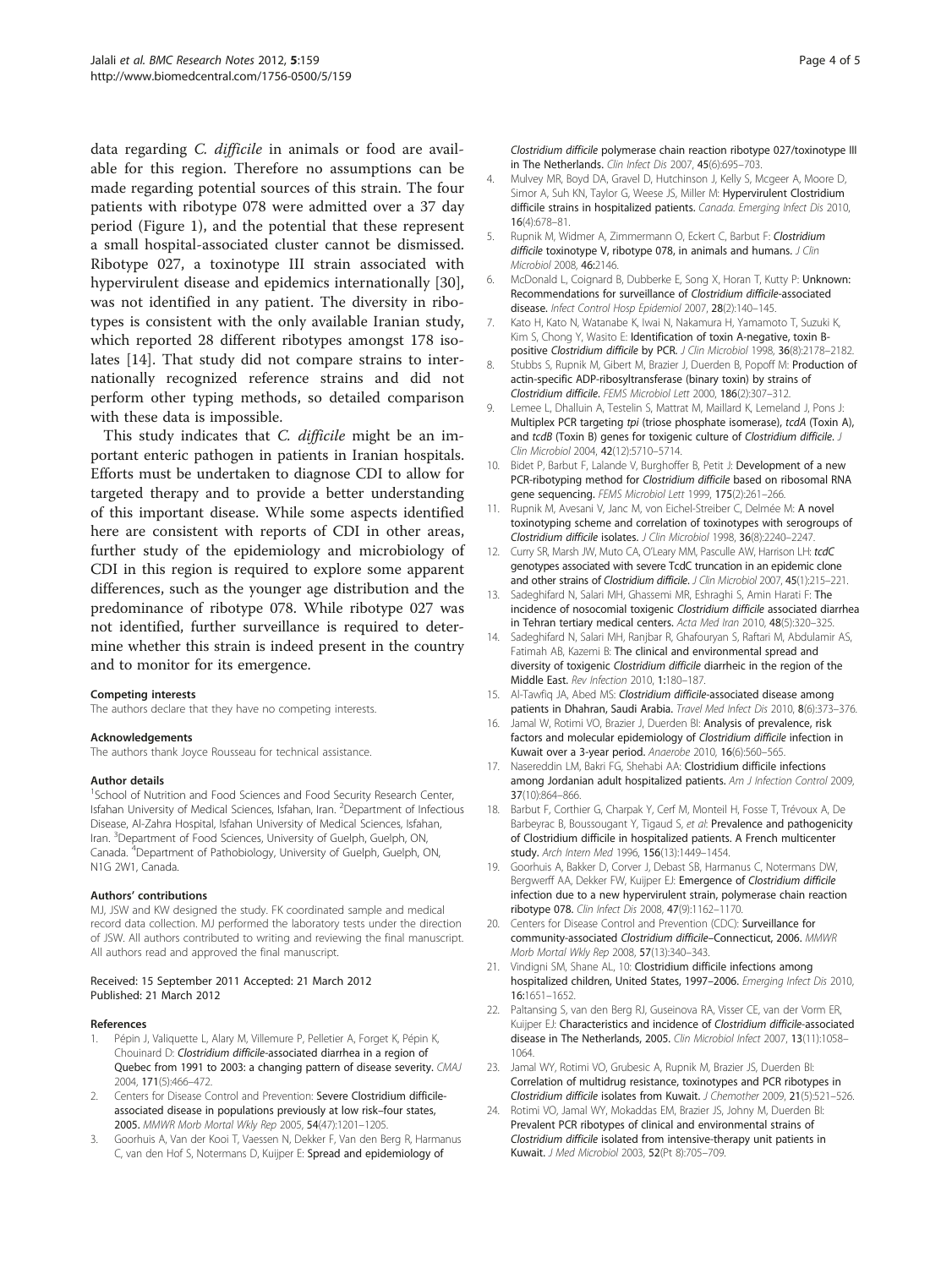data regarding *C. difficile* in animals or food are available for this region. Therefore no assumptions can be made regarding potential sources of this strain. The four patients with ribotype 078 were admitted over a 37 day period (Figure 1), and the potential that these represent a small hospital-associated cluster cannot be dismissed. Ribotype 027, a toxinotype III strain associated with hypervirulent disease and epidemics internationally [30], was not identified in any patient. The diversity in ribotypes is consistent with the only available Iranian study, which reported 28 different ribotypes amongst 178 isolates [14]. That study did not compare strains to internationally recognized reference strains and did not perform other typing methods, so detailed comparison with these data is impossible.

This study indicates that *C. difficile* might be an important enteric pathogen in patients in Iranian hospitals. Efforts must be undertaken to diagnose CDI to allow for targeted therapy and to provide a better understanding of this important disease. While some aspects identified here are consistent with reports of CDI in other areas, further study of the epidemiology and microbiology of CDI in this region is required to explore some apparent differences, such as the younger age distribution and the predominance of ribotype 078. While ribotype 027 was not identified, further surveillance is required to determine whether this strain is indeed present in the country and to monitor for its emergence.

#### Competing interests

The authors declare that they have no competing interests.

#### Acknowledgements

The authors thank Joyce Rousseau for technical assistance.

#### Author details

[1]School of Nutrition and Food Sciences and Food Security Research Center, Isfahan University of Medical Sciences, Isfahan, Iran. [2]Department of Infectious Disease, Al-Zahra Hospital, Isfahan University of Medical Sciences, Isfahan, Iran. [3]Department of Food Sciences, University of Guelph, Guelph, ON, Canada. [4]Department of Pathobiology, University of Guelph, Guelph, ON, N1G 2W1, Canada.

#### Authors' contributions

MJ, JSW and KW designed the study. FK coordinated sample and medical record data collection. MJ performed the laboratory tests under the direction of JSW. All authors contributed to writing and reviewing the final manuscript. All authors read and approved the final manuscript.

Received: 15 September 2011 Accepted: 21 March 2012
Published: 21 March 2012

#### References

1. Pépin J, Valiquette L, Alary M, Villemure P, Pelletier A, Forget K, Pépin K, Chouinard D: ***Clostridium difficile*-associated diarrhea in a region of Quebec from 1991 to 2003: a changing pattern of disease severity.** *CMAJ* 2004, **171**(5):466–472.
2. Centers for Disease Control and Prevention: **Severe Clostridium difficile-associated disease in populations previously at low risk–four states, 2005.** *MMWR Morb Mortal Wkly Rep* 2005, **54**(47):1201–1205.
3. Goorhuis A, Van der Kooi T, Vaessen N, Dekker F, Van den Berg R, Harmanus C, van den Hof S, Notermans D, Kuijper E: **Spread and epidemiology of *Clostridium difficile* polymerase chain reaction ribotype 027/toxinotype III in The Netherlands.** *Clin Infect Dis* 2007, **45**(6):695–703.
4. Mulvey MR, Boyd DA, Gravel D, Hutchinson J, Kelly S, Mcgeer A, Moore D, Simor A, Suh KN, Taylor G, Weese JS, Miller M: **Hypervirulent Clostridium difficile strains in hospitalized patients.** *Canada. Emerging Infect Dis* 2010, **16**(4):678–81.
5. Rupnik M, Widmer A, Zimmermann O, Eckert C, Barbut F: ***Clostridium difficile* toxinotype V, ribotype 078, in animals and humans.** *J Clin Microbiol* 2008, **46:**2146.
6. McDonald L, Coignard B, Dubberke E, Song X, Horan T, Kutty P: **Unknown: Recommendations for surveillance of *Clostridium difficile*-associated disease.** *Infect Control Hosp Epidemiol* 2007, **28**(2):140–145.
7. Kato H, Kato N, Watanabe K, Iwai N, Nakamura H, Yamamoto T, Suzuki K, Kim S, Chong Y, Wasito E: **Identification of toxin A-negative, toxin B-positive *Clostridium difficile* by PCR.** *J Clin Microbiol* 1998, **36**(8):2178–2182.
8. Stubbs S, Rupnik M, Gibert M, Brazier J, Duerden B, Popoff M: **Production of actin-specific ADP-ribosyltransferase (binary toxin) by strains of *Clostridium difficile*.** *FEMS Microbiol Lett* 2000, **186**(2):307–312.
9. Lemee L, Dhalluin A, Testelin S, Mattrat M, Maillard K, Lemeland J, Pons J: **Multiplex PCR targeting *tpi* (triose phosphate isomerase), *tcdA* (Toxin A), and *tcdB* (Toxin B) genes for toxigenic culture of *Clostridium difficile*.** *J Clin Microbiol* 2004, **42**(12):5710–5714.
10. Bidet P, Barbut F, Lalande V, Burghoffer B, Petit J: **Development of a new PCR-ribotyping method for *Clostridium difficile* based on ribosomal RNA gene sequencing.** *FEMS Microbiol Lett* 1999, **175**(2):261–266.
11. Rupnik M, Avesani V, Janc M, von Eichel-Streiber C, Delmée M: **A novel toxinotyping scheme and correlation of toxinotypes with serogroups of *Clostridium difficile* isolates.** *J Clin Microbiol* 1998, **36**(8):2240–2247.
12. Curry SR, Marsh JW, Muto CA, O'Leary MM, Pasculle AW, Harrison LH: ***tcdC* genotypes associated with severe TcdC truncation in an epidemic clone and other strains of *Clostridium difficile*.** *J Clin Microbiol* 2007, **45**(1):215–221.
13. Sadeghifard N, Salari MH, Ghassemi MR, Eshraghi S, Amin Harati F: **The incidence of nosocomial toxigenic *Clostridium difficile* associated diarrhea in Tehran tertiary medical centers.** *Acta Med Iran* 2010, **48**(5):320–325.
14. Sadeghifard N, Salari MH, Ranjbar R, Ghafouryan S, Raftari M, Abdulamir AS, Fatimah AB, Kazemi B: **The clinical and environmental spread and diversity of toxigenic *Clostridium difficile* diarrheic in the region of the Middle East.** *Rev Infection* 2010, **1:**180–187.
15. Al-Tawfiq JA, Abed MS: ***Clostridium difficile*-associated disease among patients in Dhahran, Saudi Arabia.** *Travel Med Infect Dis* 2010, **8**(6):373–376.
16. Jamal W, Rotimi VO, Brazier J, Duerden BI: **Analysis of prevalence, risk factors and molecular epidemiology of *Clostridium difficile* infection in Kuwait over a 3-year period.** *Anaerobe* 2010, **16**(6):560–565.
17. Nasereddin LM, Bakri FG, Shehabi AA: **Clostridium difficile infections among Jordanian adult hospitalized patients.** *Am J Infection Control* 2009, **37**(10):864–866.
18. Barbut F, Corthier G, Charpak Y, Cerf M, Monteil H, Fosse T, Trévoux A, De Barbeyrac B, Boussougant Y, Tigaud S, *et al*: **Prevalence and pathogenicity of Clostridium difficile in hospitalized patients. A French multicenter study.** *Arch Intern Med* 1996, **156**(13):1449–1454.
19. Goorhuis A, Bakker D, Corver J, Debast SB, Harmanus C, Notermans DW, Bergwerff AA, Dekker FW, Kuijper EJ: **Emergence of *Clostridium difficile* infection due to a new hypervirulent strain, polymerase chain reaction ribotype 078.** *Clin Infect Dis* 2008, **47**(9):1162–1170.
20. Centers for Disease Control and Prevention (CDC): **Surveillance for community-associated *Clostridium difficile*–Connecticut, 2006.** *MMWR Morb Mortal Wkly Rep* 2008, **57**(13):340–343.
21. Vindigni SM, Shane AL, 10: **Clostridium difficile infections among hospitalized children, United States, 1997–2006.** *Emerging Infect Dis* 2010, **16:**1651–1652.
22. Paltansing S, van den Berg RJ, Guseinova RA, Visser CE, van der Vorm ER, Kuijper EJ: **Characteristics and incidence of *Clostridium difficile*-associated disease in The Netherlands, 2005.** *Clin Microbiol Infect* 2007, **13**(11):1058–1064.
23. Jamal WY, Rotimi VO, Grubesic A, Rupnik M, Brazier JS, Duerden BI: **Correlation of multidrug resistance, toxinotypes and PCR ribotypes in *Clostridium difficile* isolates from Kuwait.** *J Chemother* 2009, **21**(5):521–526.
24. Rotimi VO, Jamal WY, Mokaddas EM, Brazier JS, Johny M, Duerden BI: **Prevalent PCR ribotypes of clinical and environmental strains of *Clostridium difficile* isolated from intensive-therapy unit patients in Kuwait.** *J Med Microbiol* 2003, **52**(Pt 8):705–709.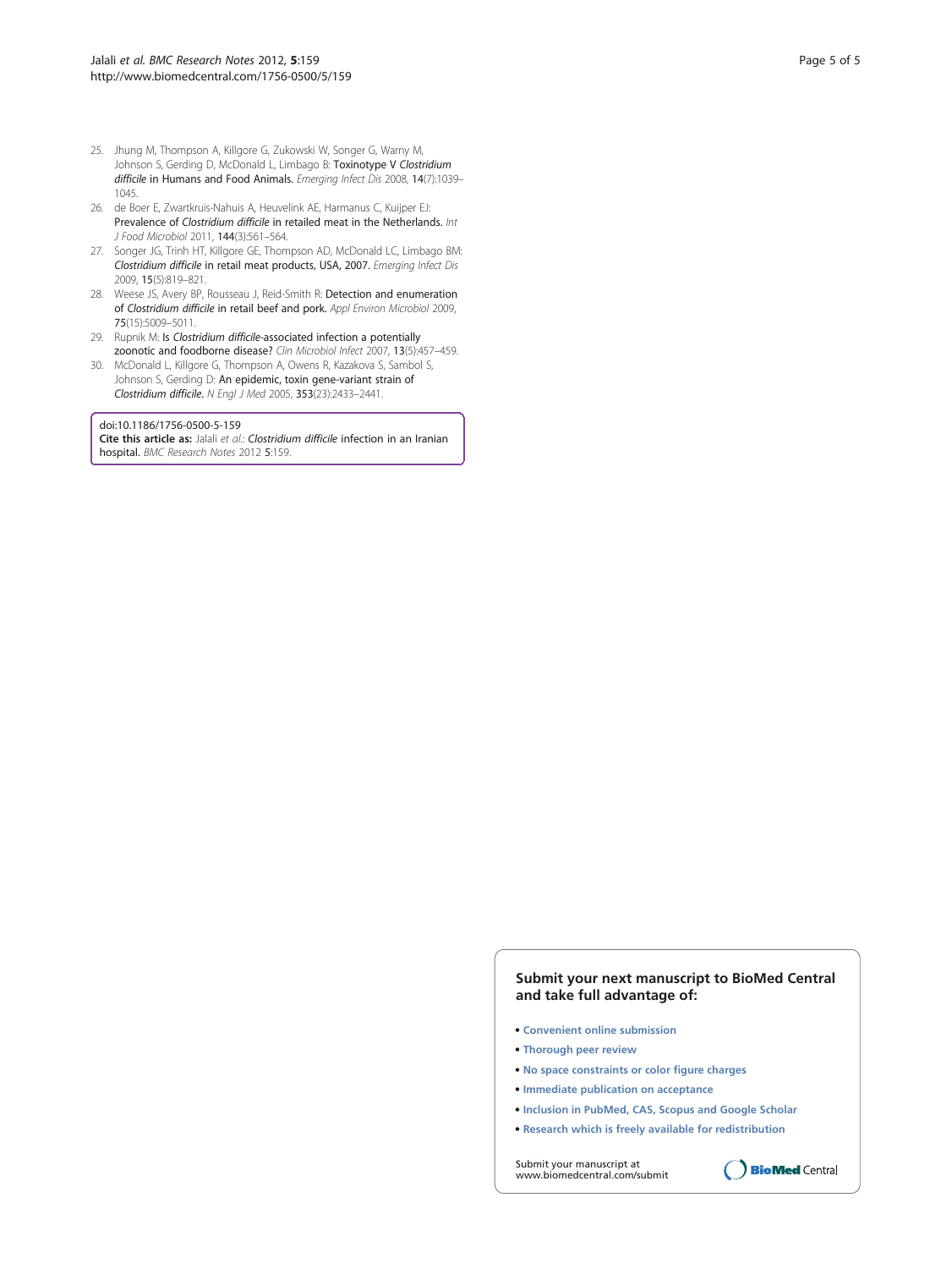25. Jhung M, Thompson A, Killgore G, Zukowski W, Songer G, Warny M, Johnson S, Gerding D, McDonald L, Limbago B: **Toxinotype V *Clostridium difficile* in Humans and Food Animals.** *Emerging Infect Dis* 2008, **14**(7):1039–1045.
26. de Boer E, Zwartkruis-Nahuis A, Heuvelink AE, Harmanus C, Kuijper EJ: **Prevalence of *Clostridium difficile* in retailed meat in the Netherlands.** *Int J Food Microbiol* 2011, **144**(3):561–564.
27. Songer JG, Trinh HT, Killgore GE, Thompson AD, McDonald LC, Limbago BM: ***Clostridium difficile* in retail meat products, USA, 2007.** *Emerging Infect Dis* 2009, **15**(5):819–821.
28. Weese JS, Avery BP, Rousseau J, Reid-Smith R: **Detection and enumeration of *Clostridium difficile* in retail beef and pork.** *Appl Environ Microbiol* 2009, **75**(15):5009–5011.
29. Rupnik M: **Is *Clostridium difficile*-associated infection a potentially zoonotic and foodborne disease?** *Clin Microbiol Infect* 2007, **13**(5):457–459.
30. McDonald L, Killgore G, Thompson A, Owens R, Kazakova S, Sambol S, Johnson S, Gerding D: **An epidemic, toxin gene-variant strain of *Clostridium difficile*.** *N Engl J Med* 2005, **353**(23):2433–2441.

doi:10.1186/1756-0500-5-159
**Cite this article as:** Jalali *et al.*: *Clostridium difficile* infection in an Iranian hospital. *BMC Research Notes* 2012 **5**:159.

**Submit your next manuscript to BioMed Central and take full advantage of:**

- **Convenient online submission**
- **Thorough peer review**
- **No space constraints or color figure charges**
- **Immediate publication on acceptance**
- **Inclusion in PubMed, CAS, Scopus and Google Scholar**
- **Research which is freely available for redistribution**

Submit your manuscript at
www.biomedcentral.com/submit

BioMed Central